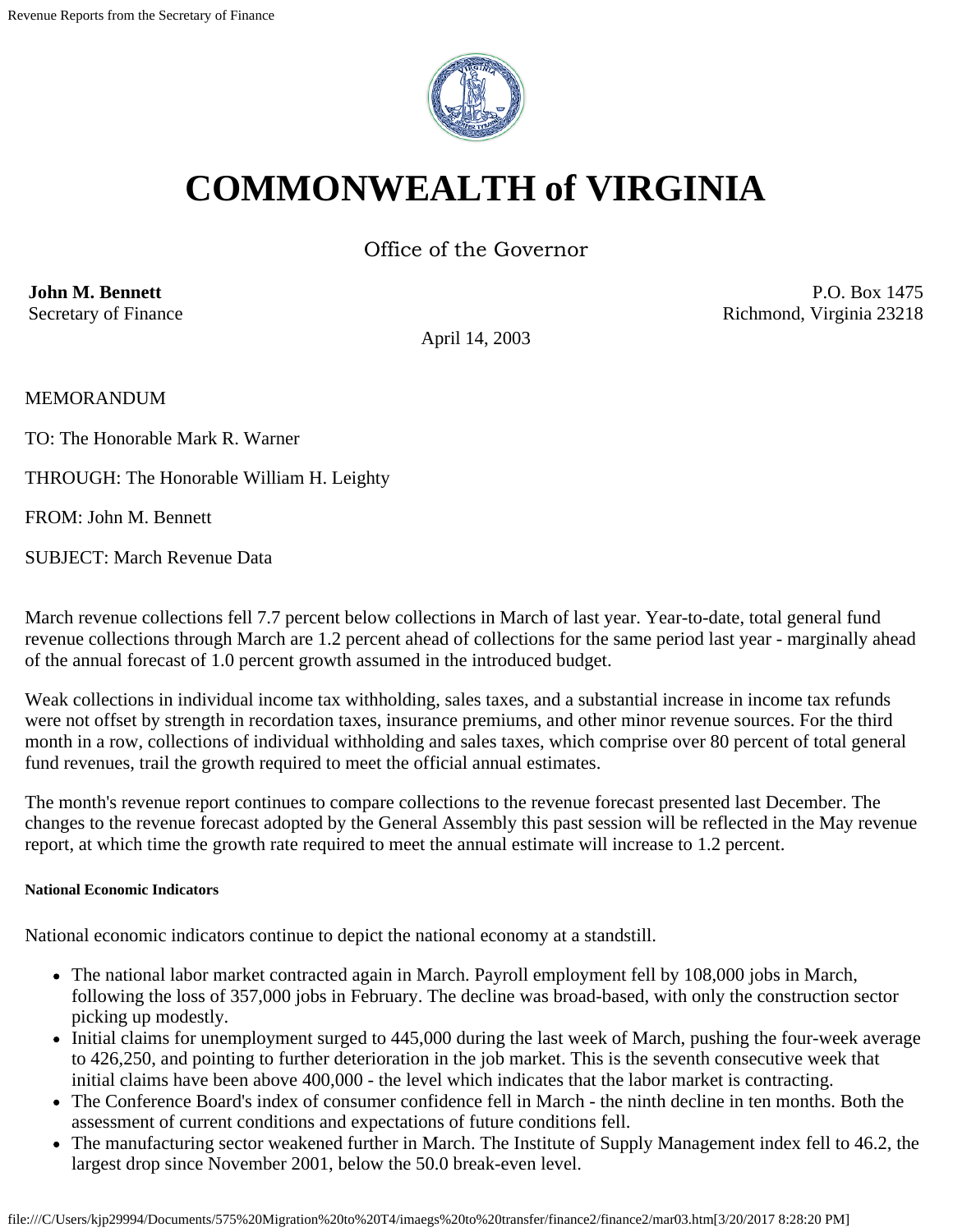# COMMONWEALTH of VIRGINIA

Office of the Governor

**John M. Bennett**
Secretary of Finance

P.O. Box 1475
Richmond, Virginia 23218

April 14, 2003

MEMORANDUM

TO: The Honorable Mark R. Warner

THROUGH: The Honorable William H. Leighty

FROM: John M. Bennett

SUBJECT: March Revenue Data

March revenue collections fell 7.7 percent below collections in March of last year. Year-to-date, total general fund revenue collections through March are 1.2 percent ahead of collections for the same period last year - marginally ahead of the annual forecast of 1.0 percent growth assumed in the introduced budget.

Weak collections in individual income tax withholding, sales taxes, and a substantial increase in income tax refunds were not offset by strength in recordation taxes, insurance premiums, and other minor revenue sources. For the third month in a row, collections of individual withholding and sales taxes, which comprise over 80 percent of total general fund revenues, trail the growth required to meet the official annual estimates.

The month's revenue report continues to compare collections to the revenue forecast presented last December. The changes to the revenue forecast adopted by the General Assembly this past session will be reflected in the May revenue report, at which time the growth rate required to meet the annual estimate will increase to 1.2 percent.

##### National Economic Indicators

National economic indicators continue to depict the national economy at a standstill.

- The national labor market contracted again in March. Payroll employment fell by 108,000 jobs in March, following the loss of 357,000 jobs in February. The decline was broad-based, with only the construction sector picking up modestly.
- Initial claims for unemployment surged to 445,000 during the last week of March, pushing the four-week average to 426,250, and pointing to further deterioration in the job market. This is the seventh consecutive week that initial claims have been above 400,000 - the level which indicates that the labor market is contracting.
- The Conference Board's index of consumer confidence fell in March - the ninth decline in ten months. Both the assessment of current conditions and expectations of future conditions fell.
- The manufacturing sector weakened further in March. The Institute of Supply Management index fell to 46.2, the largest drop since November 2001, below the 50.0 break-even level.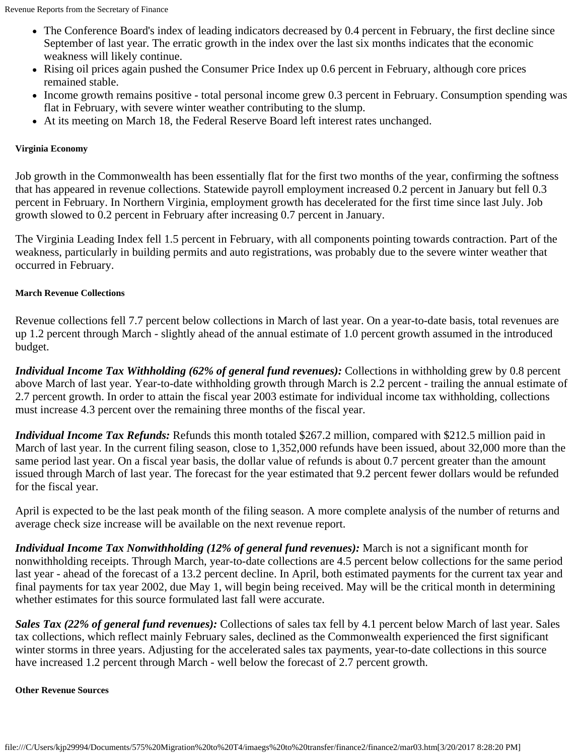- The Conference Board's index of leading indicators decreased by 0.4 percent in February, the first decline since September of last year. The erratic growth in the index over the last six months indicates that the economic weakness will likely continue.
- Rising oil prices again pushed the Consumer Price Index up 0.6 percent in February, although core prices remained stable.
- Income growth remains positive - total personal income grew 0.3 percent in February. Consumption spending was flat in February, with severe winter weather contributing to the slump.
- At its meeting on March 18, the Federal Reserve Board left interest rates unchanged.

#### Virginia Economy

Job growth in the Commonwealth has been essentially flat for the first two months of the year, confirming the softness that has appeared in revenue collections. Statewide payroll employment increased 0.2 percent in January but fell 0.3 percent in February. In Northern Virginia, employment growth has decelerated for the first time since last July. Job growth slowed to 0.2 percent in February after increasing 0.7 percent in January.

The Virginia Leading Index fell 1.5 percent in February, with all components pointing towards contraction. Part of the weakness, particularly in building permits and auto registrations, was probably due to the severe winter weather that occurred in February.

#### March Revenue Collections

Revenue collections fell 7.7 percent below collections in March of last year. On a year-to-date basis, total revenues are up 1.2 percent through March - slightly ahead of the annual estimate of 1.0 percent growth assumed in the introduced budget.

***Individual Income Tax Withholding (62% of general fund revenues):*** Collections in withholding grew by 0.8 percent above March of last year. Year-to-date withholding growth through March is 2.2 percent - trailing the annual estimate of 2.7 percent growth. In order to attain the fiscal year 2003 estimate for individual income tax withholding, collections must increase 4.3 percent over the remaining three months of the fiscal year.

***Individual Income Tax Refunds:*** Refunds this month totaled $267.2 million, compared with $212.5 million paid in March of last year. In the current filing season, close to 1,352,000 refunds have been issued, about 32,000 more than the same period last year. On a fiscal year basis, the dollar value of refunds is about 0.7 percent greater than the amount issued through March of last year. The forecast for the year estimated that 9.2 percent fewer dollars would be refunded for the fiscal year.

April is expected to be the last peak month of the filing season. A more complete analysis of the number of returns and average check size increase will be available on the next revenue report.

***Individual Income Tax Nonwithholding (12% of general fund revenues):*** March is not a significant month for nonwithholding receipts. Through March, year-to-date collections are 4.5 percent below collections for the same period last year - ahead of the forecast of a 13.2 percent decline. In April, both estimated payments for the current tax year and final payments for tax year 2002, due May 1, will begin being received. May will be the critical month in determining whether estimates for this source formulated last fall were accurate.

***Sales Tax (22% of general fund revenues):*** Collections of sales tax fell by 4.1 percent below March of last year. Sales tax collections, which reflect mainly February sales, declined as the Commonwealth experienced the first significant winter storms in three years. Adjusting for the accelerated sales tax payments, year-to-date collections in this source have increased 1.2 percent through March - well below the forecast of 2.7 percent growth.

#### Other Revenue Sources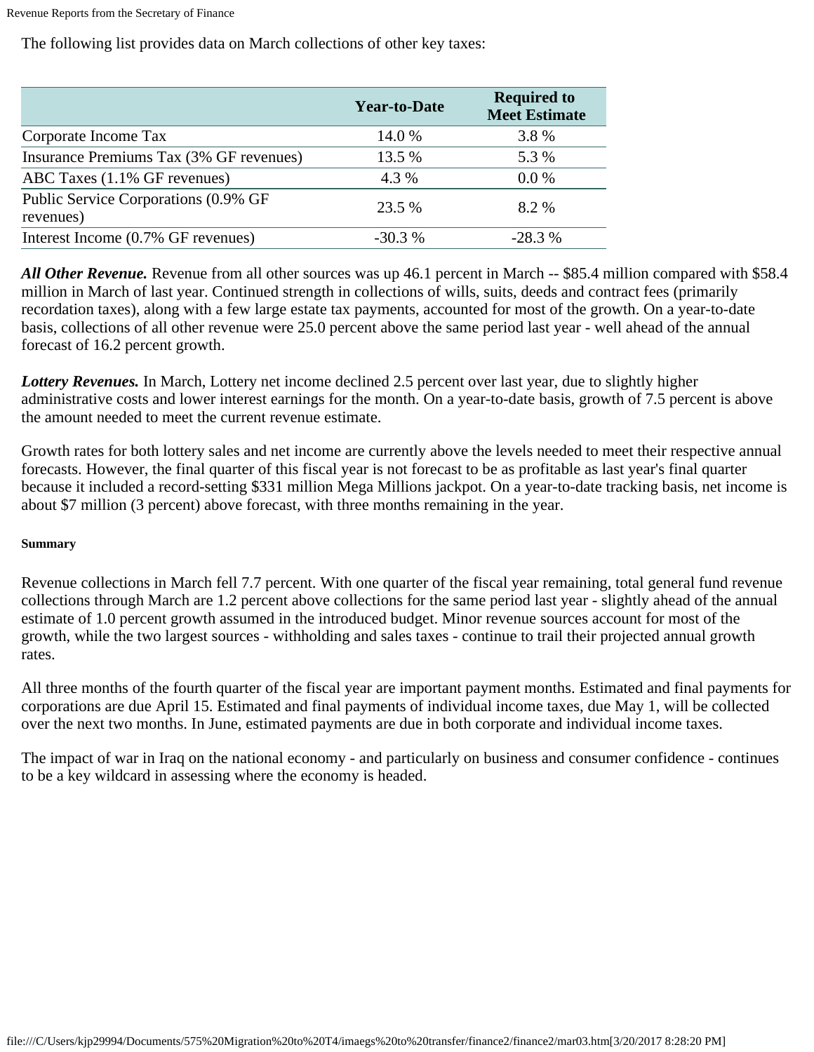The following list provides data on March collections of other key taxes:

| | Year-to-Date | Required to Meet Estimate |
|---|---|---|
| Corporate Income Tax | 14.0 % | 3.8 % |
| Insurance Premiums Tax (3% GF revenues) | 13.5 % | 5.3 % |
| ABC Taxes (1.1% GF revenues) | 4.3 % | 0.0 % |
| Public Service Corporations (0.9% GF revenues) | 23.5 % | 8.2 % |
| Interest Income (0.7% GF revenues) | -30.3 % | -28.3 % |

***All Other Revenue.*** Revenue from all other sources was up 46.1 percent in March -- $85.4 million compared with $58.4 million in March of last year. Continued strength in collections of wills, suits, deeds and contract fees (primarily recordation taxes), along with a few large estate tax payments, accounted for most of the growth. On a year-to-date basis, collections of all other revenue were 25.0 percent above the same period last year - well ahead of the annual forecast of 16.2 percent growth.

***Lottery Revenues.*** In March, Lottery net income declined 2.5 percent over last year, due to slightly higher administrative costs and lower interest earnings for the month. On a year-to-date basis, growth of 7.5 percent is above the amount needed to meet the current revenue estimate.

Growth rates for both lottery sales and net income are currently above the levels needed to meet their respective annual forecasts. However, the final quarter of this fiscal year is not forecast to be as profitable as last year's final quarter because it included a record-setting $331 million Mega Millions jackpot. On a year-to-date tracking basis, net income is about $7 million (3 percent) above forecast, with three months remaining in the year.

#### Summary

Revenue collections in March fell 7.7 percent. With one quarter of the fiscal year remaining, total general fund revenue collections through March are 1.2 percent above collections for the same period last year - slightly ahead of the annual estimate of 1.0 percent growth assumed in the introduced budget. Minor revenue sources account for most of the growth, while the two largest sources - withholding and sales taxes - continue to trail their projected annual growth rates.

All three months of the fourth quarter of the fiscal year are important payment months. Estimated and final payments for corporations are due April 15. Estimated and final payments of individual income taxes, due May 1, will be collected over the next two months. In June, estimated payments are due in both corporate and individual income taxes.

The impact of war in Iraq on the national economy - and particularly on business and consumer confidence - continues to be a key wildcard in assessing where the economy is headed.